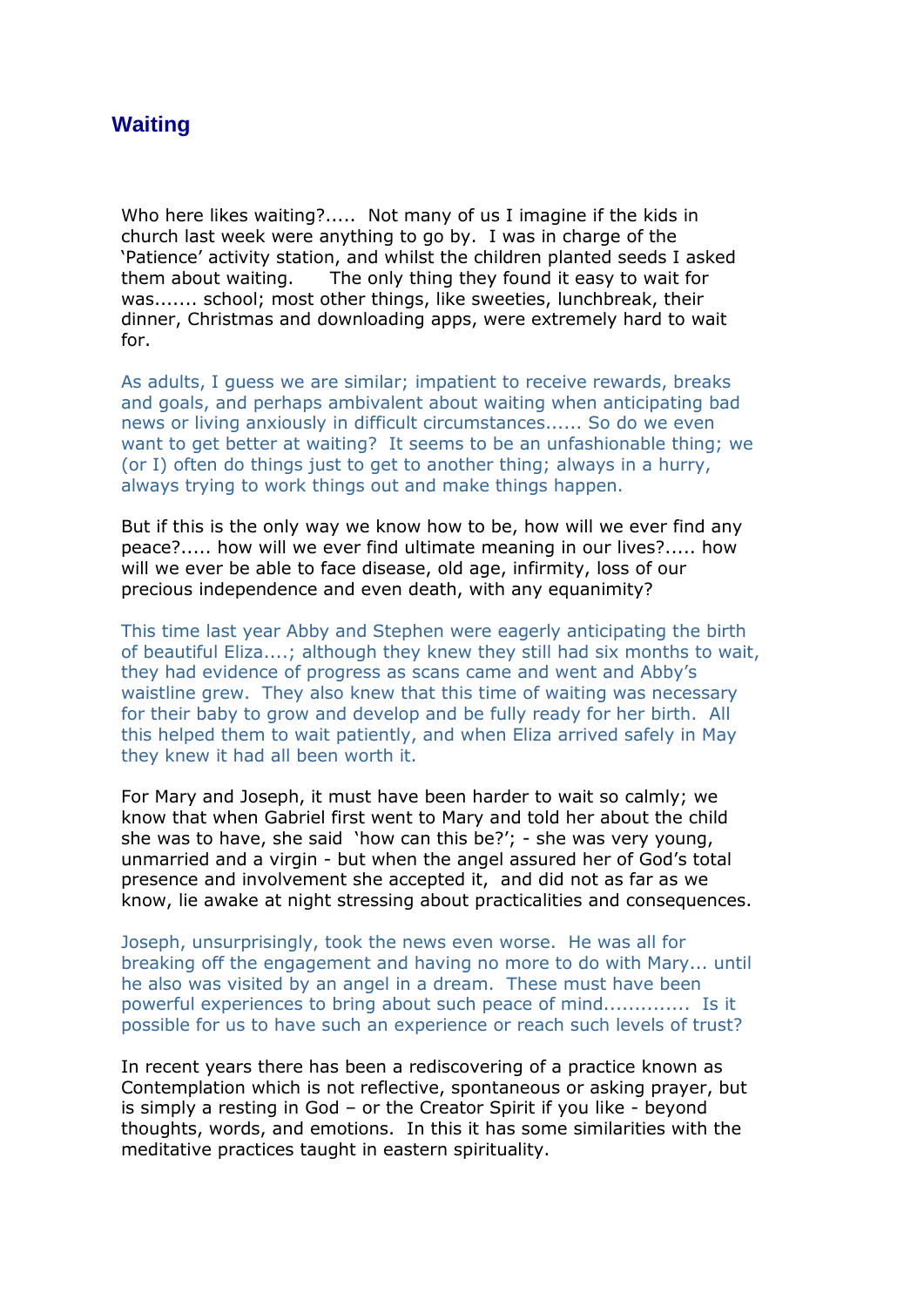# Waiting

Who here likes waiting?..... Not many of us I imagine if the kids in church last week were anything to go by. I was in charge of the 'Patience' activity station, and whilst the children planted seeds I asked them about waiting. The only thing they found it easy to wait for was....... school; most other things, like sweeties, lunchbreak, their dinner, Christmas and downloading apps, were extremely hard to wait for.

As adults, I guess we are similar; impatient to receive rewards, breaks and goals, and perhaps ambivalent about waiting when anticipating bad news or living anxiously in difficult circumstances...... So do we even want to get better at waiting? It seems to be an unfashionable thing; we (or I) often do things just to get to another thing; always in a hurry, always trying to work things out and make things happen.

But if this is the only way we know how to be, how will we ever find any peace?..... how will we ever find ultimate meaning in our lives?..... how will we ever be able to face disease, old age, infirmity, loss of our precious independence and even death, with any equanimity?

This time last year Abby and Stephen were eagerly anticipating the birth of beautiful Eliza....; although they knew they still had six months to wait, they had evidence of progress as scans came and went and Abby's waistline grew. They also knew that this time of waiting was necessary for their baby to grow and develop and be fully ready for her birth. All this helped them to wait patiently, and when Eliza arrived safely in May they knew it had all been worth it.

For Mary and Joseph, it must have been harder to wait so calmly; we know that when Gabriel first went to Mary and told her about the child she was to have, she said 'how can this be?'; - she was very young, unmarried and a virgin - but when the angel assured her of God's total presence and involvement she accepted it, and did not as far as we know, lie awake at night stressing about practicalities and consequences.

Joseph, unsurprisingly, took the news even worse. He was all for breaking off the engagement and having no more to do with Mary... until he also was visited by an angel in a dream. These must have been powerful experiences to bring about such peace of mind.............. Is it possible for us to have such an experience or reach such levels of trust?

In recent years there has been a rediscovering of a practice known as Contemplation which is not reflective, spontaneous or asking prayer, but is simply a resting in God – or the Creator Spirit if you like - beyond thoughts, words, and emotions. In this it has some similarities with the meditative practices taught in eastern spirituality.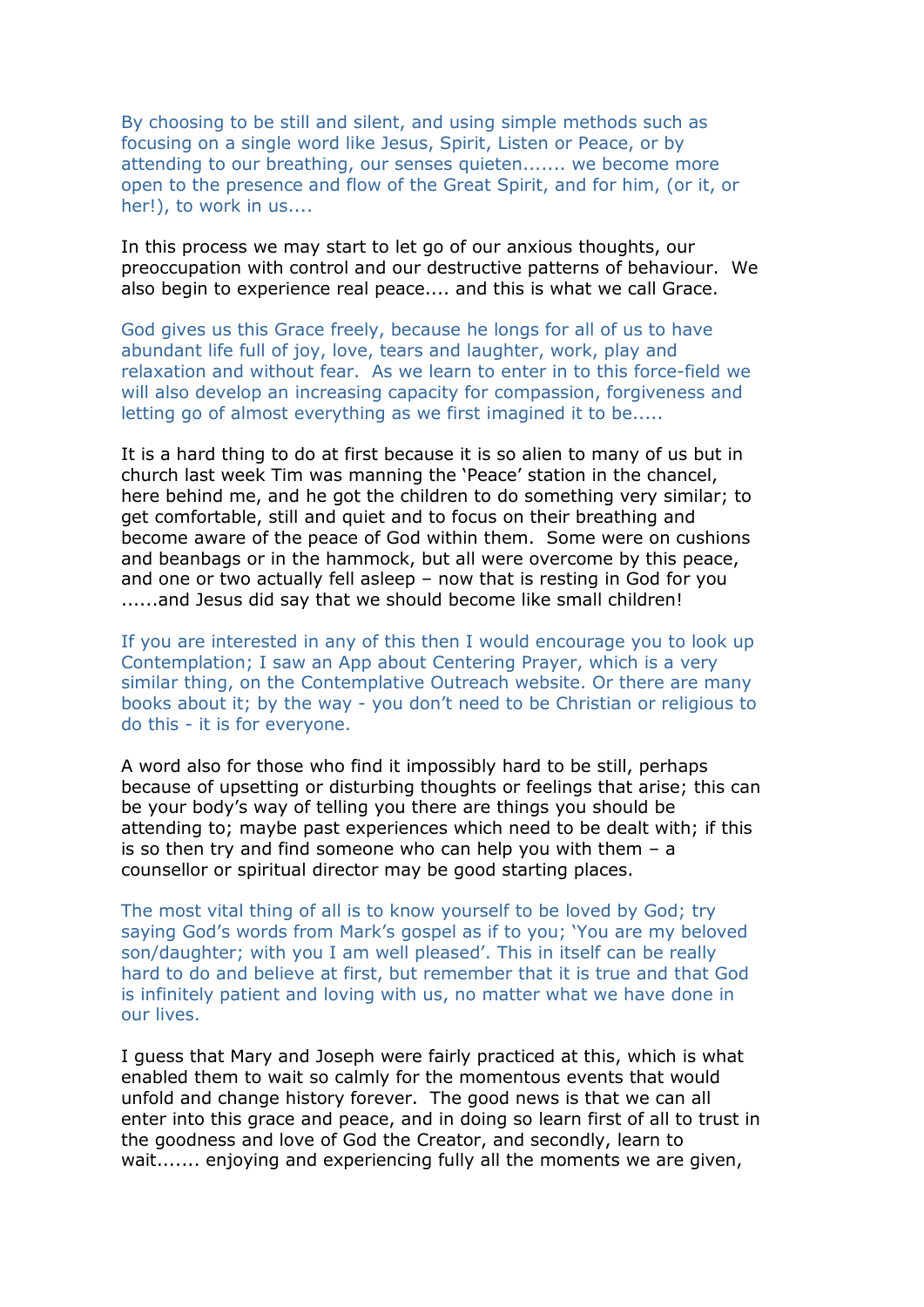By choosing to be still and silent, and using simple methods such as focusing on a single word like Jesus, Spirit, Listen or Peace, or by attending to our breathing, our senses quieten....... we become more open to the presence and flow of the Great Spirit, and for him, (or it, or her!), to work in us....

In this process we may start to let go of our anxious thoughts, our preoccupation with control and our destructive patterns of behaviour. We also begin to experience real peace.... and this is what we call Grace.

God gives us this Grace freely, because he longs for all of us to have abundant life full of joy, love, tears and laughter, work, play and relaxation and without fear. As we learn to enter in to this force-field we will also develop an increasing capacity for compassion, forgiveness and letting go of almost everything as we first imagined it to be.....

It is a hard thing to do at first because it is so alien to many of us but in church last week Tim was manning the 'Peace' station in the chancel, here behind me, and he got the children to do something very similar; to get comfortable, still and quiet and to focus on their breathing and become aware of the peace of God within them. Some were on cushions and beanbags or in the hammock, but all were overcome by this peace, and one or two actually fell asleep – now that is resting in God for you ......and Jesus did say that we should become like small children!

If you are interested in any of this then I would encourage you to look up Contemplation; I saw an App about Centering Prayer, which is a very similar thing, on the Contemplative Outreach website. Or there are many books about it; by the way - you don't need to be Christian or religious to do this - it is for everyone.

A word also for those who find it impossibly hard to be still, perhaps because of upsetting or disturbing thoughts or feelings that arise; this can be your body's way of telling you there are things you should be attending to; maybe past experiences which need to be dealt with; if this is so then try and find someone who can help you with them – a counsellor or spiritual director may be good starting places.

The most vital thing of all is to know yourself to be loved by God; try saying God's words from Mark's gospel as if to you; 'You are my beloved son/daughter; with you I am well pleased'. This in itself can be really hard to do and believe at first, but remember that it is true and that God is infinitely patient and loving with us, no matter what we have done in our lives.

I guess that Mary and Joseph were fairly practiced at this, which is what enabled them to wait so calmly for the momentous events that would unfold and change history forever. The good news is that we can all enter into this grace and peace, and in doing so learn first of all to trust in the goodness and love of God the Creator, and secondly, learn to wait....... enjoying and experiencing fully all the moments we are given,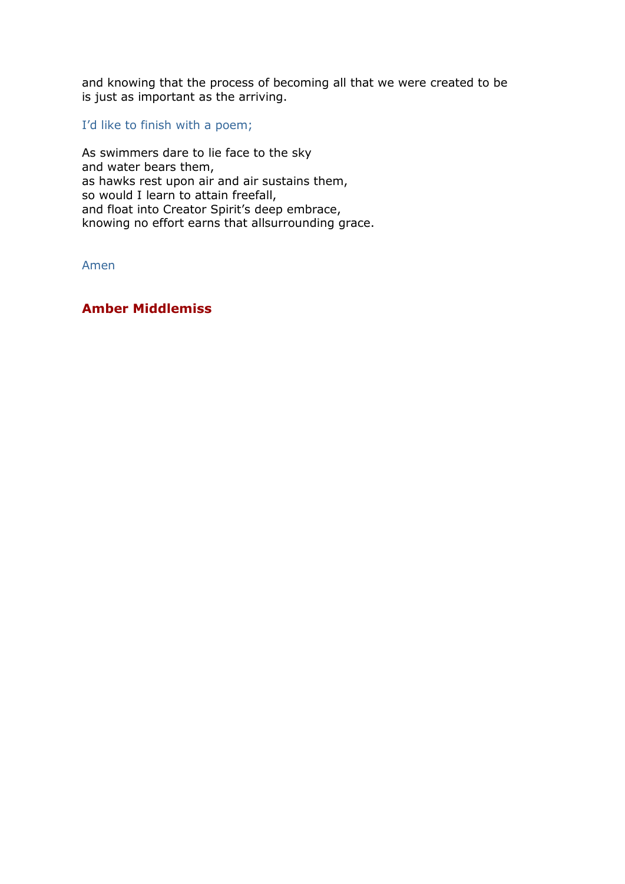and knowing that the process of becoming all that we were created to be is just as important as the arriving.

I'd like to finish with a poem;

As swimmers dare to lie face to the sky  
and water bears them,  
as hawks rest upon air and air sustains them,  
so would I learn to attain freefall,  
and float into Creator Spirit's deep embrace,  
knowing no effort earns that allsurrounding grace.

Amen

**Amber Middlemiss**